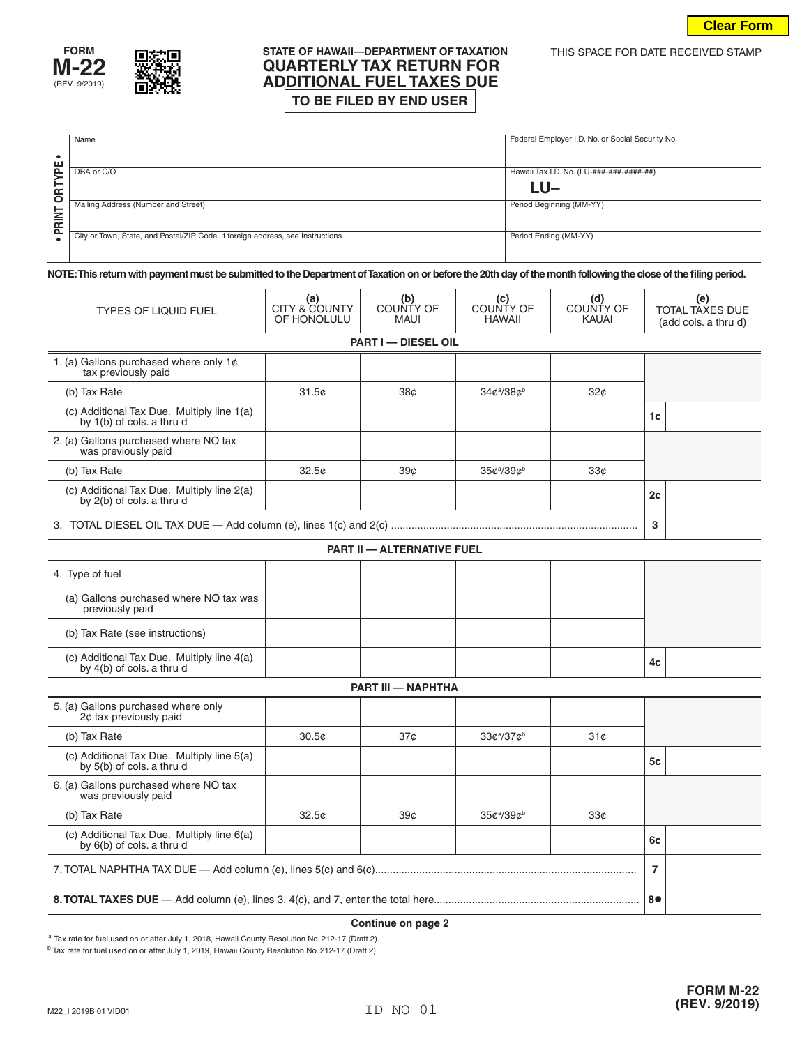**Clear Form**

FORM **M-22**
(REV. 9/2019)

STATE OF HAWAII—DEPARTMENT OF TAXATION

# QUARTERLY TAX RETURN FOR ADDITIONAL FUEL TAXES DUE

**TO BE FILED BY END USER**

THIS SPACE FOR DATE RECEIVED STAMP

• PRINT OR TYPE •

| | |
|---|---|
| Name | Federal Employer I.D. No. or Social Security No. |
| DBA or C/O | Hawaii Tax I.D. No. (LU-###-###-####-##) **LU–** |
| Mailing Address (Number and Street) | Period Beginning (MM-YY) |
| City or Town, State, and Postal/ZIP Code. If foreign address, see Instructions. | Period Ending (MM-YY) |

**NOTE: This return with payment must be submitted to the Department of Taxation on or before the 20th day of the month following the close of the filing period.**

| TYPES OF LIQUID FUEL | (a) CITY & COUNTY OF HONOLULU | (b) COUNTY OF MAUI | (c) COUNTY OF HAWAII | (d) COUNTY OF KAUAI | | (e) TOTAL TAXES DUE (add cols. a thru d) |
|---|---|---|---|---|---|---|
| **PART I — DIESEL OIL** | | | | | | |
| 1. (a) Gallons purchased where only 1¢ tax previously paid | | | | | | |
| (b) Tax Rate | 31.5¢ | 38¢ | 34¢[a]/38¢[b] | 32¢ | | |
| (c) Additional Tax Due. Multiply line 1(a) by 1(b) of cols. a thru d | | | | | 1c | |
| 2. (a) Gallons purchased where NO tax was previously paid | | | | | | |
| (b) Tax Rate | 32.5¢ | 39¢ | 35¢[a]/39¢[b] | 33¢ | | |
| (c) Additional Tax Due. Multiply line 2(a) by 2(b) of cols. a thru d | | | | | 2c | |
| 3. TOTAL DIESEL OIL TAX DUE — Add column (e), lines 1(c) and 2(c) | | | | | 3 | |
| **PART II — ALTERNATIVE FUEL** | | | | | | |
| 4. Type of fuel | | | | | | |
| (a) Gallons purchased where NO tax was previously paid | | | | | | |
| (b) Tax Rate (see instructions) | | | | | | |
| (c) Additional Tax Due. Multiply line 4(a) by 4(b) of cols. a thru d | | | | | 4c | |
| **PART III — NAPHTHA** | | | | | | |
| 5. (a) Gallons purchased where only 2¢ tax previously paid | | | | | | |
| (b) Tax Rate | 30.5¢ | 37¢ | 33¢[a]/37¢[b] | 31¢ | | |
| (c) Additional Tax Due. Multiply line 5(a) by 5(b) of cols. a thru d | | | | | 5c | |
| 6. (a) Gallons purchased where NO tax was previously paid | | | | | | |
| (b) Tax Rate | 32.5¢ | 39¢ | 35¢[a]/39¢[b] | 33¢ | | |
| (c) Additional Tax Due. Multiply line 6(a) by 6(b) of cols. a thru d | | | | | 6c | |
| 7. TOTAL NAPHTHA TAX DUE — Add column (e), lines 5(c) and 6(c) | | | | | 7 | |
| **8. TOTAL TAXES DUE** — Add column (e), lines 3, 4(c), and 7, enter the total here | | | | | 8● | |

**Continue on page 2**

[a] Tax rate for fuel used on or after July 1, 2018, Hawaii County Resolution No. 212-17 (Draft 2).
[b] Tax rate for fuel used on or after July 1, 2019, Hawaii County Resolution No. 212-17 (Draft 2).

M22_I 2019B 01 VID01

ID NO 01

**FORM M-22 (REV. 9/2019)**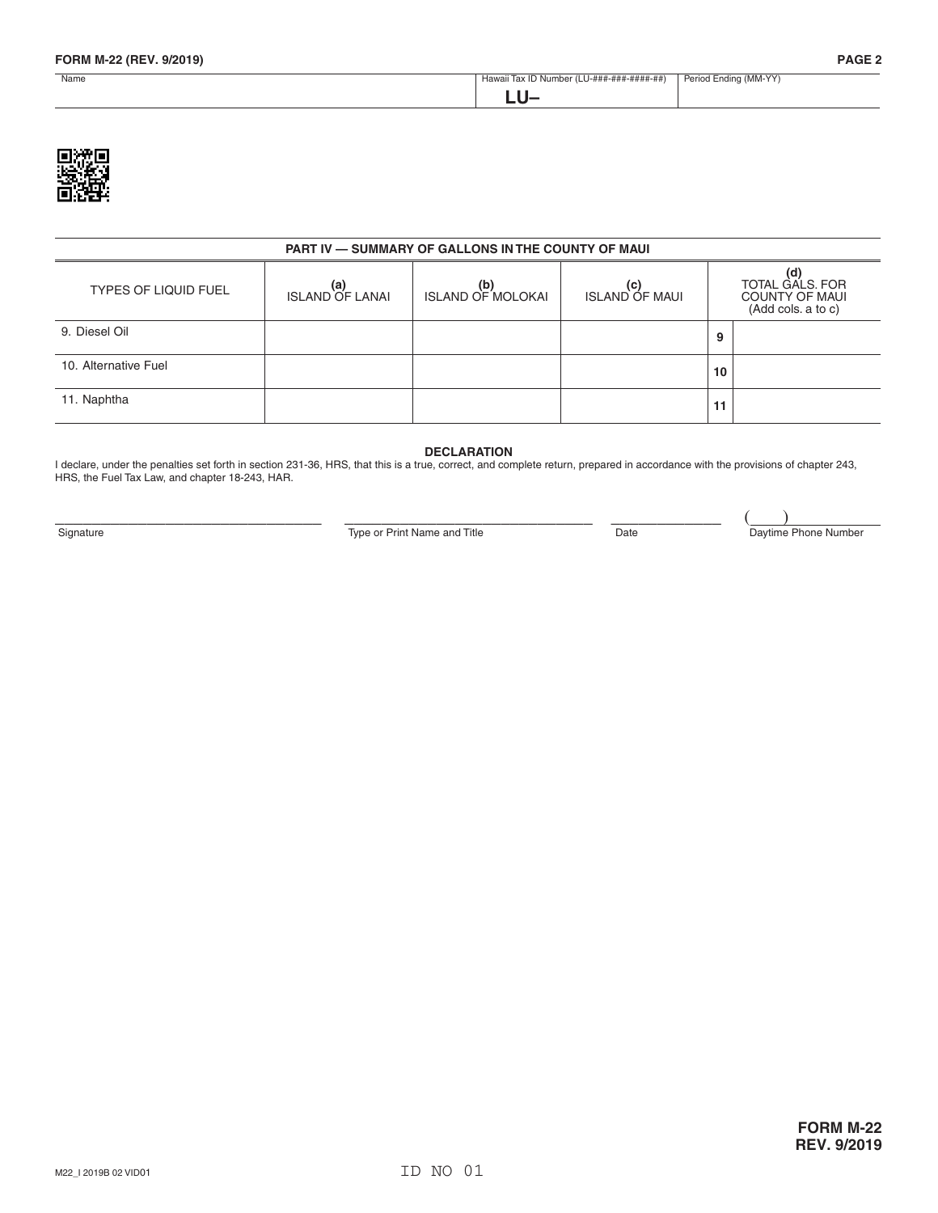| Name | Hawaii Tax ID Number (LU-###-###-####-##) | Period Ending (MM-YY) |
| --- | --- | --- |
| | LU– | |

## PART IV — SUMMARY OF GALLONS IN THE COUNTY OF MAUI

| TYPES OF LIQUID FUEL | (a) ISLAND OF LANAI | (b) ISLAND OF MOLOKAI | (c) ISLAND OF MAUI | | (d) TOTAL GALS. FOR COUNTY OF MAUI (Add cols. a to c) |
| --- | --- | --- | --- | --- | --- |
| 9. Diesel Oil | | | | 9 | |
| 10. Alternative Fuel | | | | 10 | |
| 11. Naphtha | | | | 11 | |

**DECLARATION**

I declare, under the penalties set forth in section 231-36, HRS, that this is a true, correct, and complete return, prepared in accordance with the provisions of chapter 243, HRS, the Fuel Tax Law, and chapter 18-243, HAR.

| Signature | Type or Print Name and Title | Date | Daytime Phone Number |
| --- | --- | --- | --- |
| | | | ( ) |

**FORM M-22**
**REV. 9/2019**

M22_I 2019B 02 VID01

ID NO 01